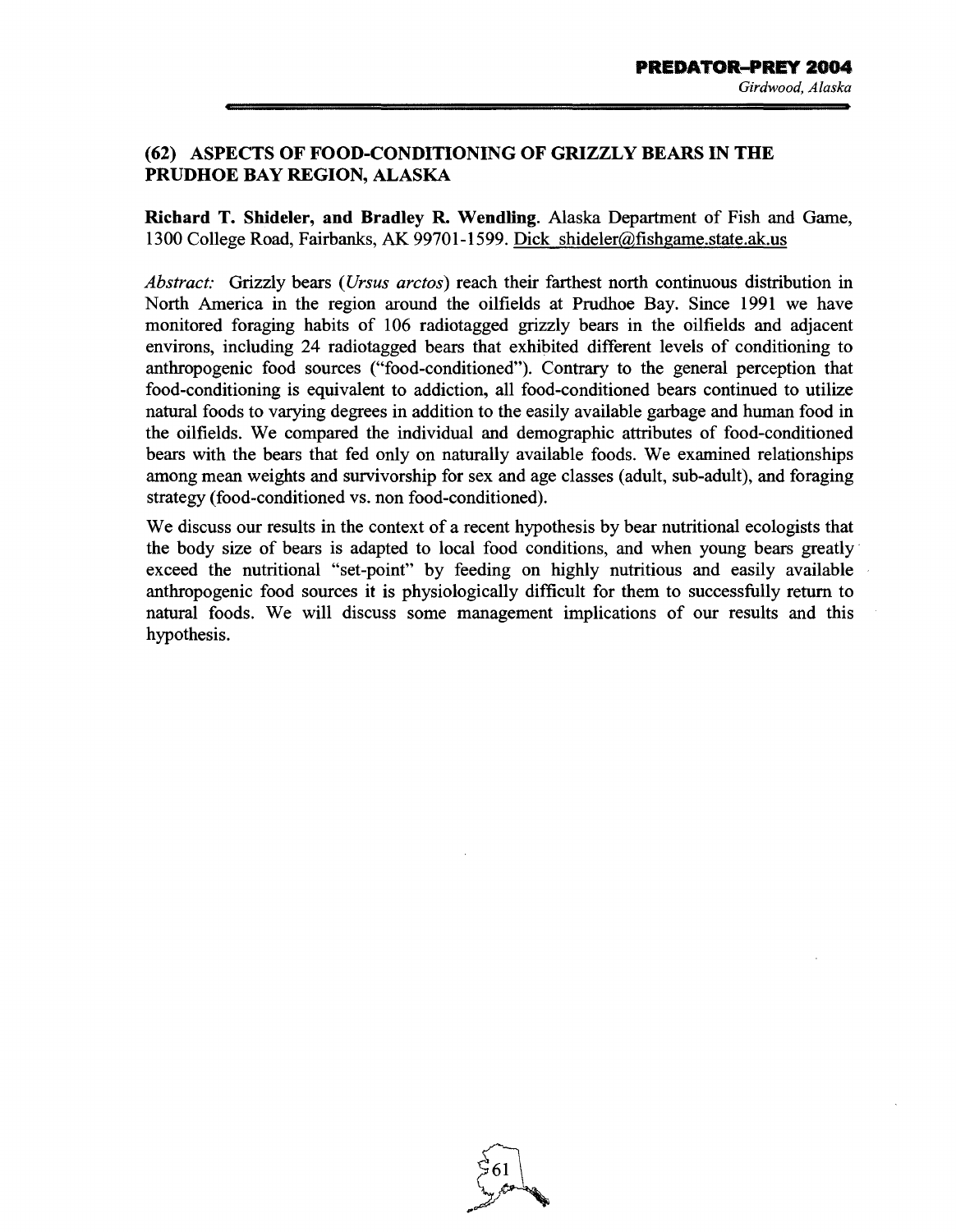## (62) ASPECTS OF FOOD-CONDITIONING OF GRIZZLY BEARS IN THE PRUDHOE BAY REGION, ALASKA

**Richard T. Shideler, and Bradley R. Wendling.** Alaska Department of Fish and Game, 1300 College Road, Fairbanks, AK 99701-1599. Dick_shideler@fishgame.state.ak.us

*Abstract:* Grizzly bears (*Ursus arctos*) reach their farthest north continuous distribution in North America in the region around the oilfields at Prudhoe Bay. Since 1991 we have monitored foraging habits of 106 radiotagged grizzly bears in the oilfields and adjacent environs, including 24 radiotagged bears that exhibited different levels of conditioning to anthropogenic food sources ("food-conditioned"). Contrary to the general perception that food-conditioning is equivalent to addiction, all food-conditioned bears continued to utilize natural foods to varying degrees in addition to the easily available garbage and human food in the oilfields. We compared the individual and demographic attributes of food-conditioned bears with the bears that fed only on naturally available foods. We examined relationships among mean weights and survivorship for sex and age classes (adult, sub-adult), and foraging strategy (food-conditioned vs. non food-conditioned).

We discuss our results in the context of a recent hypothesis by bear nutritional ecologists that the body size of bears is adapted to local food conditions, and when young bears greatly exceed the nutritional "set-point" by feeding on highly nutritious and easily available anthropogenic food sources it is physiologically difficult for them to successfully return to natural foods. We will discuss some management implications of our results and this hypothesis.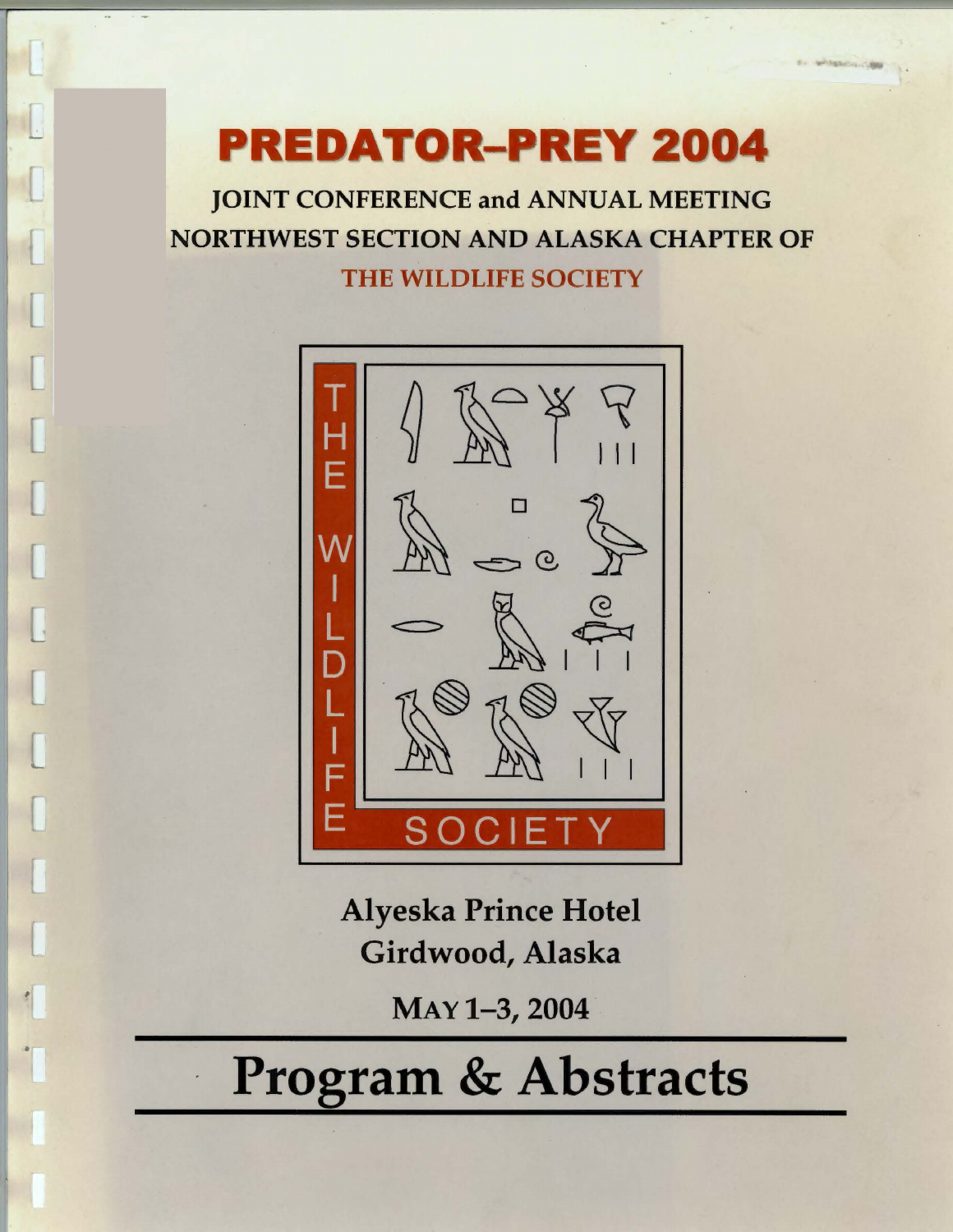# PREDATOR–PREY 2004

**JOINT CONFERENCE and ANNUAL MEETING**

**NORTHWEST SECTION AND ALASKA CHAPTER OF**

**THE WILDLIFE SOCIETY**

THE WILDLIFE SOCIETY

**Alyeska Prince Hotel**

**Girdwood, Alaska**

**MAY 1–3, 2004**

# Program & Abstracts